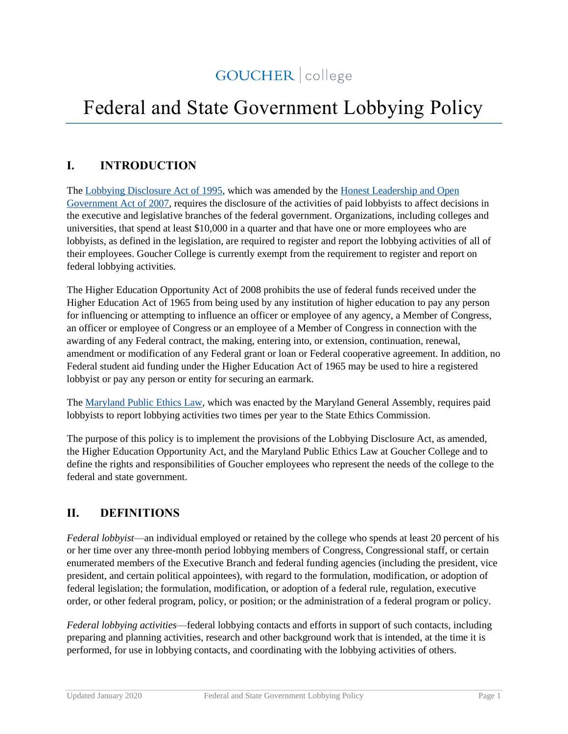GOUCHER | college

# Federal and State Government Lobbying Policy

## I. INTRODUCTION

The Lobbying Disclosure Act of 1995, which was amended by the Honest Leadership and Open Government Act of 2007, requires the disclosure of the activities of paid lobbyists to affect decisions in the executive and legislative branches of the federal government. Organizations, including colleges and universities, that spend at least $10,000 in a quarter and that have one or more employees who are lobbyists, as defined in the legislation, are required to register and report the lobbying activities of all of their employees. Goucher College is currently exempt from the requirement to register and report on federal lobbying activities.

The Higher Education Opportunity Act of 2008 prohibits the use of federal funds received under the Higher Education Act of 1965 from being used by any institution of higher education to pay any person for influencing or attempting to influence an officer or employee of any agency, a Member of Congress, an officer or employee of Congress or an employee of a Member of Congress in connection with the awarding of any Federal contract, the making, entering into, or extension, continuation, renewal, amendment or modification of any Federal grant or loan or Federal cooperative agreement. In addition, no Federal student aid funding under the Higher Education Act of 1965 may be used to hire a registered lobbyist or pay any person or entity for securing an earmark.

The Maryland Public Ethics Law, which was enacted by the Maryland General Assembly, requires paid lobbyists to report lobbying activities two times per year to the State Ethics Commission.

The purpose of this policy is to implement the provisions of the Lobbying Disclosure Act, as amended, the Higher Education Opportunity Act, and the Maryland Public Ethics Law at Goucher College and to define the rights and responsibilities of Goucher employees who represent the needs of the college to the federal and state government.

## II. DEFINITIONS

*Federal lobbyist*—an individual employed or retained by the college who spends at least 20 percent of his or her time over any three-month period lobbying members of Congress, Congressional staff, or certain enumerated members of the Executive Branch and federal funding agencies (including the president, vice president, and certain political appointees), with regard to the formulation, modification, or adoption of federal legislation; the formulation, modification, or adoption of a federal rule, regulation, executive order, or other federal program, policy, or position; or the administration of a federal program or policy.

*Federal lobbying activities*—federal lobbying contacts and efforts in support of such contacts, including preparing and planning activities, research and other background work that is intended, at the time it is performed, for use in lobbying contacts, and coordinating with the lobbying activities of others.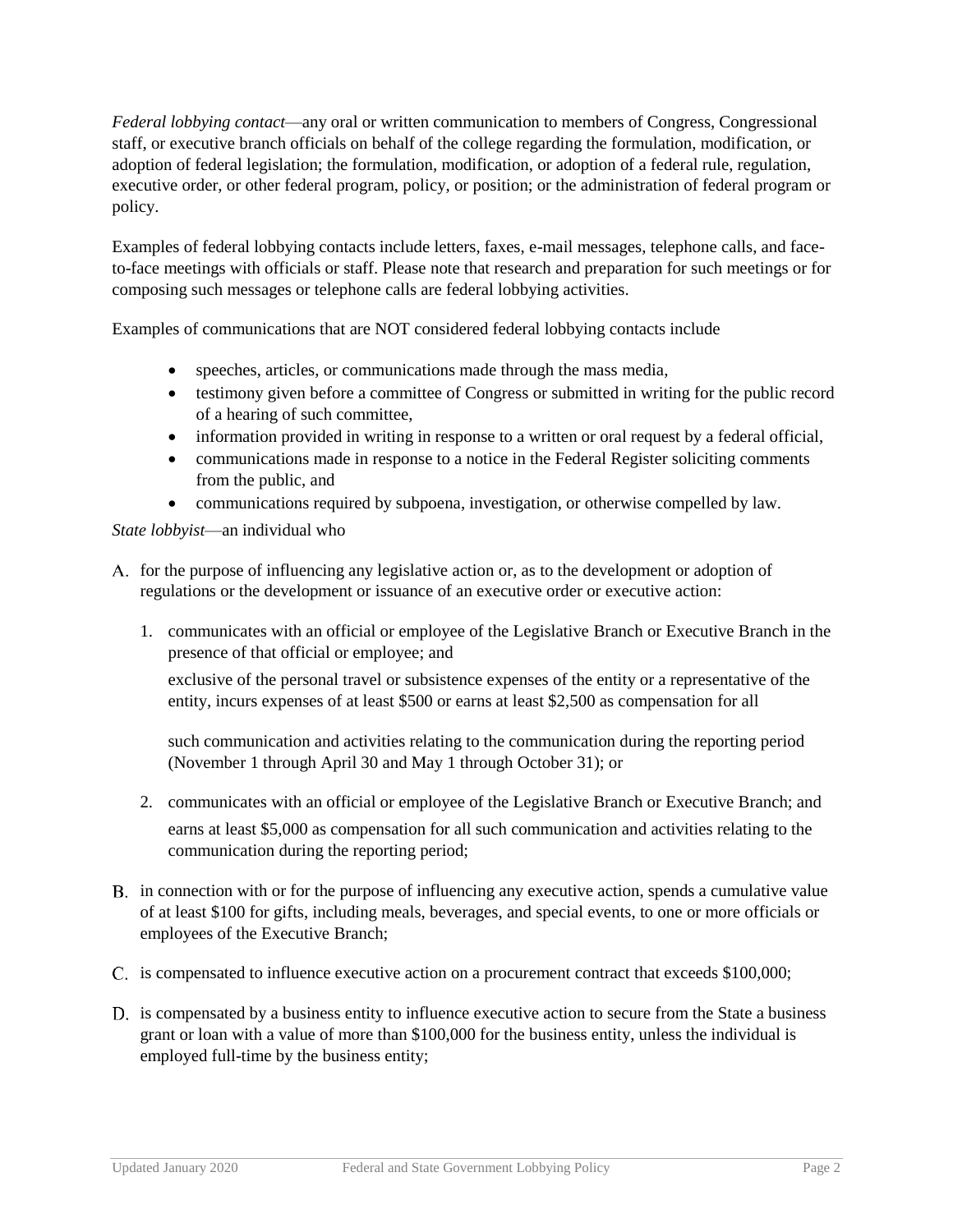*Federal lobbying contact*—any oral or written communication to members of Congress, Congressional staff, or executive branch officials on behalf of the college regarding the formulation, modification, or adoption of federal legislation; the formulation, modification, or adoption of a federal rule, regulation, executive order, or other federal program, policy, or position; or the administration of federal program or policy.

Examples of federal lobbying contacts include letters, faxes, e-mail messages, telephone calls, and face-to-face meetings with officials or staff. Please note that research and preparation for such meetings or for composing such messages or telephone calls are federal lobbying activities.

Examples of communications that are NOT considered federal lobbying contacts include

- speeches, articles, or communications made through the mass media,
- testimony given before a committee of Congress or submitted in writing for the public record of a hearing of such committee,
- information provided in writing in response to a written or oral request by a federal official,
- communications made in response to a notice in the Federal Register soliciting comments from the public, and
- communications required by subpoena, investigation, or otherwise compelled by law.

*State lobbyist*—an individual who

A. for the purpose of influencing any legislative action or, as to the development or adoption of regulations or the development or issuance of an executive order or executive action:

   1. communicates with an official or employee of the Legislative Branch or Executive Branch in the presence of that official or employee; and

      exclusive of the personal travel or subsistence expenses of the entity or a representative of the entity, incurs expenses of at least $500 or earns at least $2,500 as compensation for all

      such communication and activities relating to the communication during the reporting period (November 1 through April 30 and May 1 through October 31); or

   2. communicates with an official or employee of the Legislative Branch or Executive Branch; and

      earns at least $5,000 as compensation for all such communication and activities relating to the communication during the reporting period;

B. in connection with or for the purpose of influencing any executive action, spends a cumulative value of at least $100 for gifts, including meals, beverages, and special events, to one or more officials or employees of the Executive Branch;

C. is compensated to influence executive action on a procurement contract that exceeds $100,000;

D. is compensated by a business entity to influence executive action to secure from the State a business grant or loan with a value of more than $100,000 for the business entity, unless the individual is employed full-time by the business entity;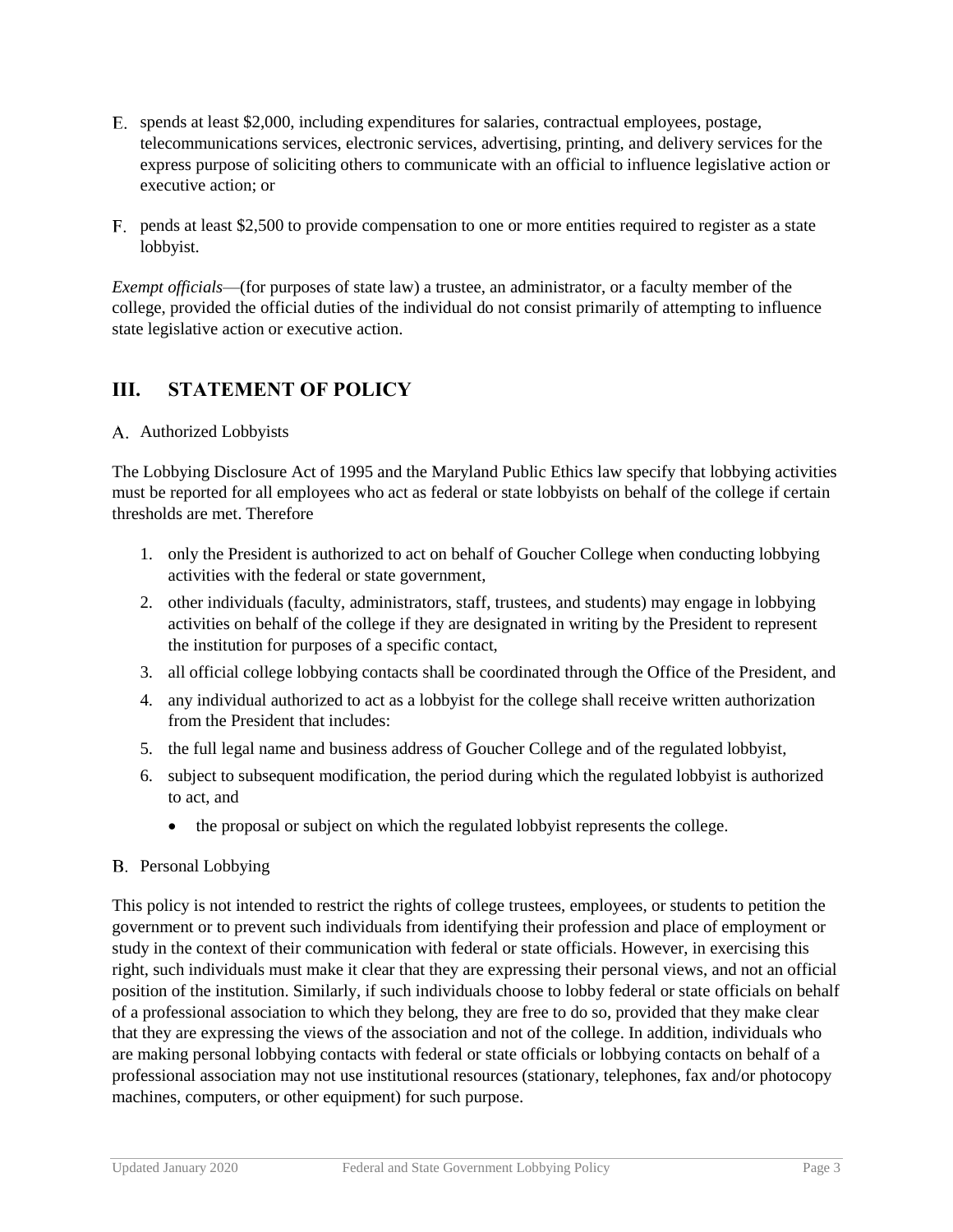E. spends at least $2,000, including expenditures for salaries, contractual employees, postage, telecommunications services, electronic services, advertising, printing, and delivery services for the express purpose of soliciting others to communicate with an official to influence legislative action or executive action; or

F. pends at least $2,500 to provide compensation to one or more entities required to register as a state lobbyist.

*Exempt officials*—(for purposes of state law) a trustee, an administrator, or a faculty member of the college, provided the official duties of the individual do not consist primarily of attempting to influence state legislative action or executive action.

## III. STATEMENT OF POLICY

A. Authorized Lobbyists

The Lobbying Disclosure Act of 1995 and the Maryland Public Ethics law specify that lobbying activities must be reported for all employees who act as federal or state lobbyists on behalf of the college if certain thresholds are met. Therefore

1. only the President is authorized to act on behalf of Goucher College when conducting lobbying activities with the federal or state government,
2. other individuals (faculty, administrators, staff, trustees, and students) may engage in lobbying activities on behalf of the college if they are designated in writing by the President to represent the institution for purposes of a specific contact,
3. all official college lobbying contacts shall be coordinated through the Office of the President, and
4. any individual authorized to act as a lobbyist for the college shall receive written authorization from the President that includes:
5. the full legal name and business address of Goucher College and of the regulated lobbyist,
6. subject to subsequent modification, the period during which the regulated lobbyist is authorized to act, and
   - the proposal or subject on which the regulated lobbyist represents the college.

B. Personal Lobbying

This policy is not intended to restrict the rights of college trustees, employees, or students to petition the government or to prevent such individuals from identifying their profession and place of employment or study in the context of their communication with federal or state officials. However, in exercising this right, such individuals must make it clear that they are expressing their personal views, and not an official position of the institution. Similarly, if such individuals choose to lobby federal or state officials on behalf of a professional association to which they belong, they are free to do so, provided that they make clear that they are expressing the views of the association and not of the college. In addition, individuals who are making personal lobbying contacts with federal or state officials or lobbying contacts on behalf of a professional association may not use institutional resources (stationary, telephones, fax and/or photocopy machines, computers, or other equipment) for such purpose.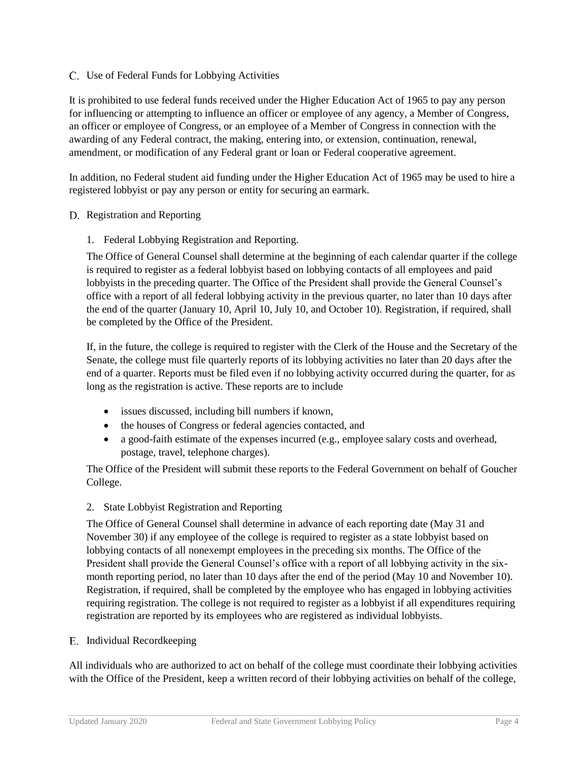## C. Use of Federal Funds for Lobbying Activities

It is prohibited to use federal funds received under the Higher Education Act of 1965 to pay any person for influencing or attempting to influence an officer or employee of any agency, a Member of Congress, an officer or employee of Congress, or an employee of a Member of Congress in connection with the awarding of any Federal contract, the making, entering into, or extension, continuation, renewal, amendment, or modification of any Federal grant or loan or Federal cooperative agreement.

In addition, no Federal student aid funding under the Higher Education Act of 1965 may be used to hire a registered lobbyist or pay any person or entity for securing an earmark.

## D. Registration and Reporting

### 1. Federal Lobbying Registration and Reporting.

The Office of General Counsel shall determine at the beginning of each calendar quarter if the college is required to register as a federal lobbyist based on lobbying contacts of all employees and paid lobbyists in the preceding quarter. The Office of the President shall provide the General Counsel's office with a report of all federal lobbying activity in the previous quarter, no later than 10 days after the end of the quarter (January 10, April 10, July 10, and October 10). Registration, if required, shall be completed by the Office of the President.

If, in the future, the college is required to register with the Clerk of the House and the Secretary of the Senate, the college must file quarterly reports of its lobbying activities no later than 20 days after the end of a quarter. Reports must be filed even if no lobbying activity occurred during the quarter, for as long as the registration is active. These reports are to include

- issues discussed, including bill numbers if known,
- the houses of Congress or federal agencies contacted, and
- a good-faith estimate of the expenses incurred (e.g., employee salary costs and overhead, postage, travel, telephone charges).

The Office of the President will submit these reports to the Federal Government on behalf of Goucher College.

### 2. State Lobbyist Registration and Reporting

The Office of General Counsel shall determine in advance of each reporting date (May 31 and November 30) if any employee of the college is required to register as a state lobbyist based on lobbying contacts of all nonexempt employees in the preceding six months. The Office of the President shall provide the General Counsel's office with a report of all lobbying activity in the six-month reporting period, no later than 10 days after the end of the period (May 10 and November 10). Registration, if required, shall be completed by the employee who has engaged in lobbying activities requiring registration. The college is not required to register as a lobbyist if all expenditures requiring registration are reported by its employees who are registered as individual lobbyists.

## E. Individual Recordkeeping

All individuals who are authorized to act on behalf of the college must coordinate their lobbying activities with the Office of the President, keep a written record of their lobbying activities on behalf of the college,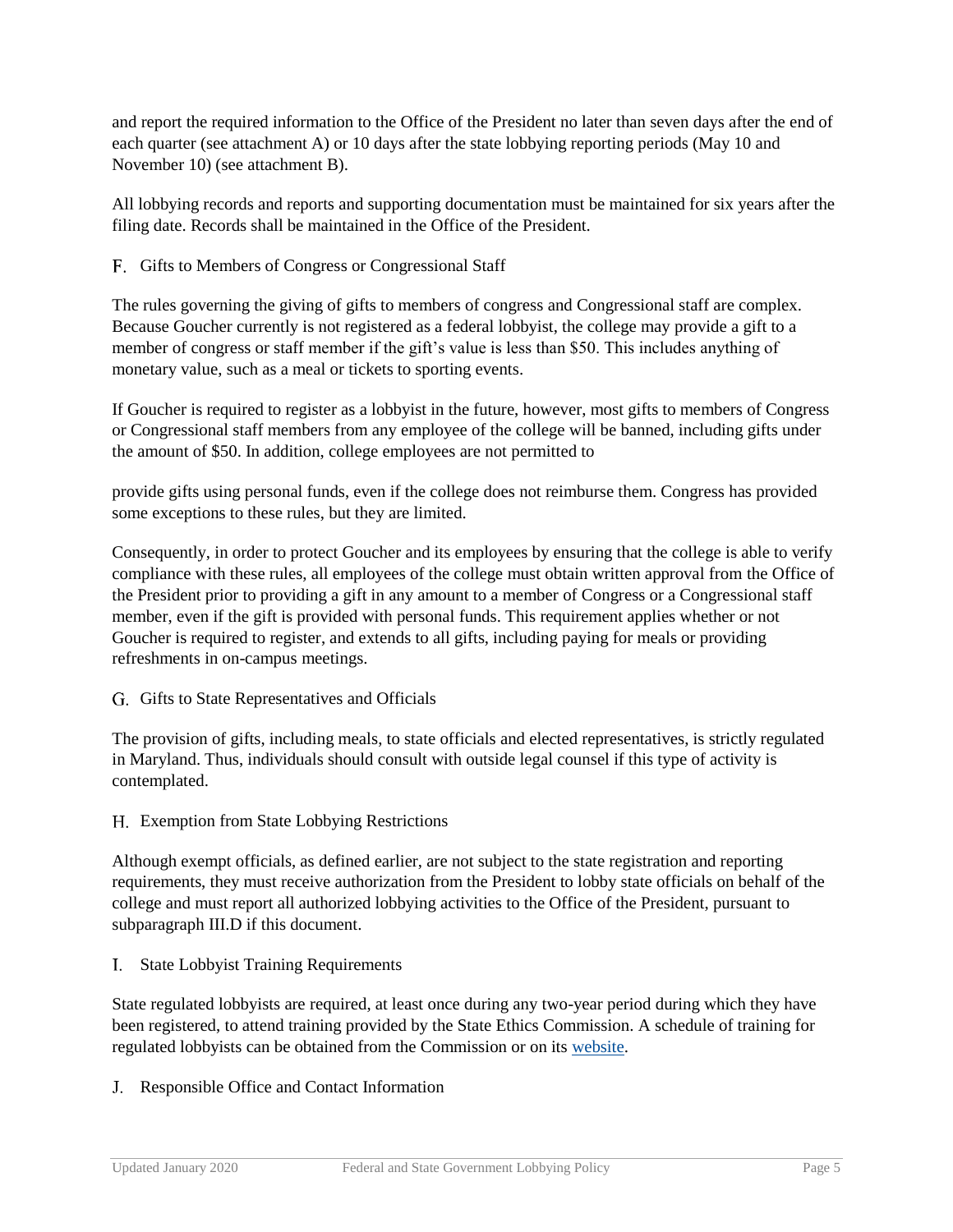and report the required information to the Office of the President no later than seven days after the end of each quarter (see attachment A) or 10 days after the state lobbying reporting periods (May 10 and November 10) (see attachment B).

All lobbying records and reports and supporting documentation must be maintained for six years after the filing date. Records shall be maintained in the Office of the President.

### F. Gifts to Members of Congress or Congressional Staff

The rules governing the giving of gifts to members of congress and Congressional staff are complex. Because Goucher currently is not registered as a federal lobbyist, the college may provide a gift to a member of congress or staff member if the gift's value is less than $50. This includes anything of monetary value, such as a meal or tickets to sporting events.

If Goucher is required to register as a lobbyist in the future, however, most gifts to members of Congress or Congressional staff members from any employee of the college will be banned, including gifts under the amount of $50. In addition, college employees are not permitted to provide gifts using personal funds, even if the college does not reimburse them. Congress has provided some exceptions to these rules, but they are limited.

Consequently, in order to protect Goucher and its employees by ensuring that the college is able to verify compliance with these rules, all employees of the college must obtain written approval from the Office of the President prior to providing a gift in any amount to a member of Congress or a Congressional staff member, even if the gift is provided with personal funds. This requirement applies whether or not Goucher is required to register, and extends to all gifts, including paying for meals or providing refreshments in on-campus meetings.

### G. Gifts to State Representatives and Officials

The provision of gifts, including meals, to state officials and elected representatives, is strictly regulated in Maryland. Thus, individuals should consult with outside legal counsel if this type of activity is contemplated.

### H. Exemption from State Lobbying Restrictions

Although exempt officials, as defined earlier, are not subject to the state registration and reporting requirements, they must receive authorization from the President to lobby state officials on behalf of the college and must report all authorized lobbying activities to the Office of the President, pursuant to subparagraph III.D if this document.

### I. State Lobbyist Training Requirements

State regulated lobbyists are required, at least once during any two-year period during which they have been registered, to attend training provided by the State Ethics Commission. A schedule of training for regulated lobbyists can be obtained from the Commission or on its website.

### J. Responsible Office and Contact Information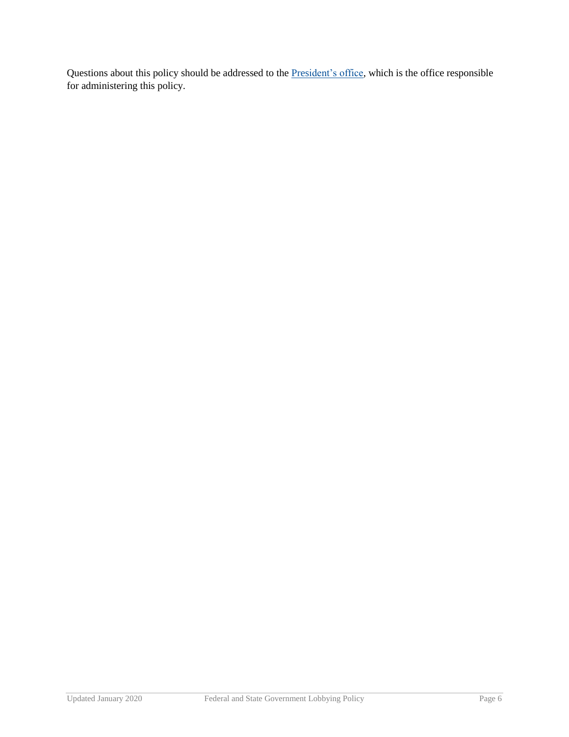Questions about this policy should be addressed to the [President's office](), which is the office responsible for administering this policy.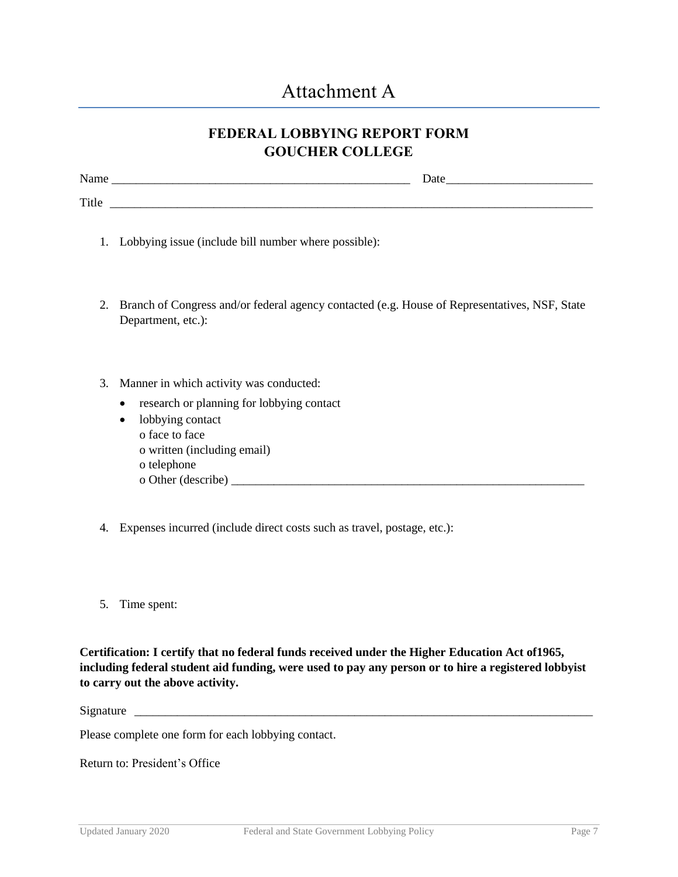# Attachment A

## FEDERAL LOBBYING REPORT FORM
## GOUCHER COLLEGE

Name \_\_\_\_\_\_\_\_\_\_\_\_\_\_\_\_\_\_\_\_\_\_\_\_\_\_\_\_\_\_\_\_\_\_\_\_\_\_\_\_\_\_\_\_\_\_\_\_ Date\_\_\_\_\_\_\_\_\_\_\_\_\_\_\_\_\_\_\_\_\_\_\_\_

Title \_\_\_\_\_\_\_\_\_\_\_\_\_\_\_\_\_\_\_\_\_\_\_\_\_\_\_\_\_\_\_\_\_\_\_\_\_\_\_\_\_\_\_\_\_\_\_\_\_\_\_\_\_\_\_\_\_\_\_\_\_\_\_\_\_\_\_\_\_\_\_\_\_\_\_\_\_\_

1. Lobbying issue (include bill number where possible):

2. Branch of Congress and/or federal agency contacted (e.g. House of Representatives, NSF, State Department, etc.):

3. Manner in which activity was conducted:
   - research or planning for lobbying contact
   - lobbying contact
     - o face to face
     - o written (including email)
     - o telephone
     - o Other (describe) \_\_\_\_\_\_\_\_\_\_\_\_\_\_\_\_\_\_\_\_\_\_\_\_\_\_\_\_\_\_\_\_\_\_\_\_\_\_\_\_\_\_\_\_\_\_\_\_\_\_\_\_\_\_\_\_\_\_\_\_

4. Expenses incurred (include direct costs such as travel, postage, etc.):

5. Time spent:

**Certification: I certify that no federal funds received under the Higher Education Act of1965, including federal student aid funding, were used to pay any person or to hire a registered lobbyist to carry out the above activity.**

Signature \_\_\_\_\_\_\_\_\_\_\_\_\_\_\_\_\_\_\_\_\_\_\_\_\_\_\_\_\_\_\_\_\_\_\_\_\_\_\_\_\_\_\_\_\_\_\_\_\_\_\_\_\_\_\_\_\_\_\_\_\_\_\_\_\_\_\_\_\_\_\_\_\_\_\_\_

Please complete one form for each lobbying contact.

Return to: President's Office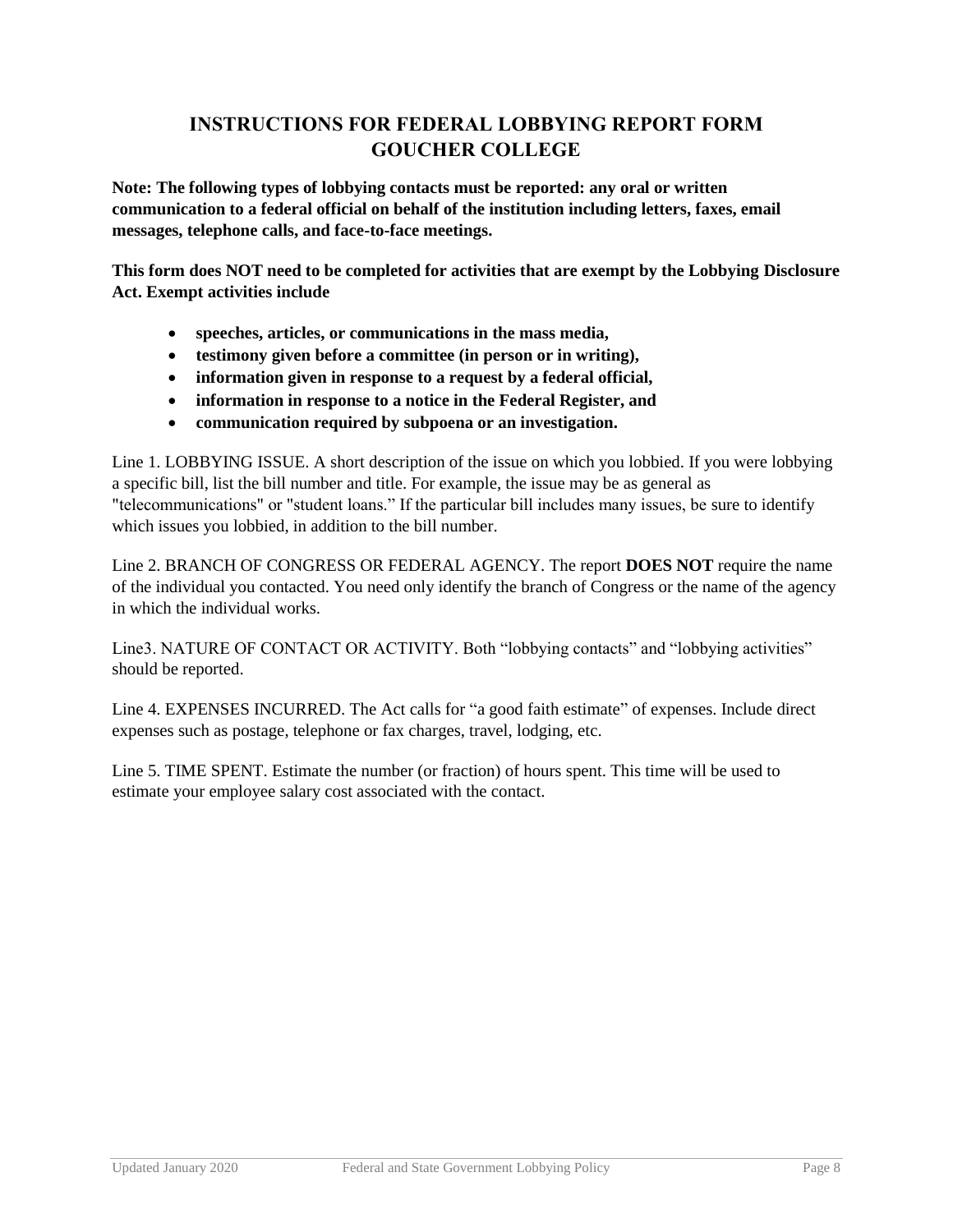## INSTRUCTIONS FOR FEDERAL LOBBYING REPORT FORM GOUCHER COLLEGE

**Note: The following types of lobbying contacts must be reported: any oral or written communication to a federal official on behalf of the institution including letters, faxes, email messages, telephone calls, and face-to-face meetings.**

**This form does NOT need to be completed for activities that are exempt by the Lobbying Disclosure Act. Exempt activities include**

- **speeches, articles, or communications in the mass media,**
- **testimony given before a committee (in person or in writing),**
- **information given in response to a request by a federal official,**
- **information in response to a notice in the Federal Register, and**
- **communication required by subpoena or an investigation.**

Line 1. LOBBYING ISSUE. A short description of the issue on which you lobbied. If you were lobbying a specific bill, list the bill number and title. For example, the issue may be as general as "telecommunications" or "student loans." If the particular bill includes many issues, be sure to identify which issues you lobbied, in addition to the bill number.

Line 2. BRANCH OF CONGRESS OR FEDERAL AGENCY. The report **DOES NOT** require the name of the individual you contacted. You need only identify the branch of Congress or the name of the agency in which the individual works.

Line3. NATURE OF CONTACT OR ACTIVITY. Both "lobbying contacts" and "lobbying activities" should be reported.

Line 4. EXPENSES INCURRED. The Act calls for "a good faith estimate" of expenses. Include direct expenses such as postage, telephone or fax charges, travel, lodging, etc.

Line 5. TIME SPENT. Estimate the number (or fraction) of hours spent. This time will be used to estimate your employee salary cost associated with the contact.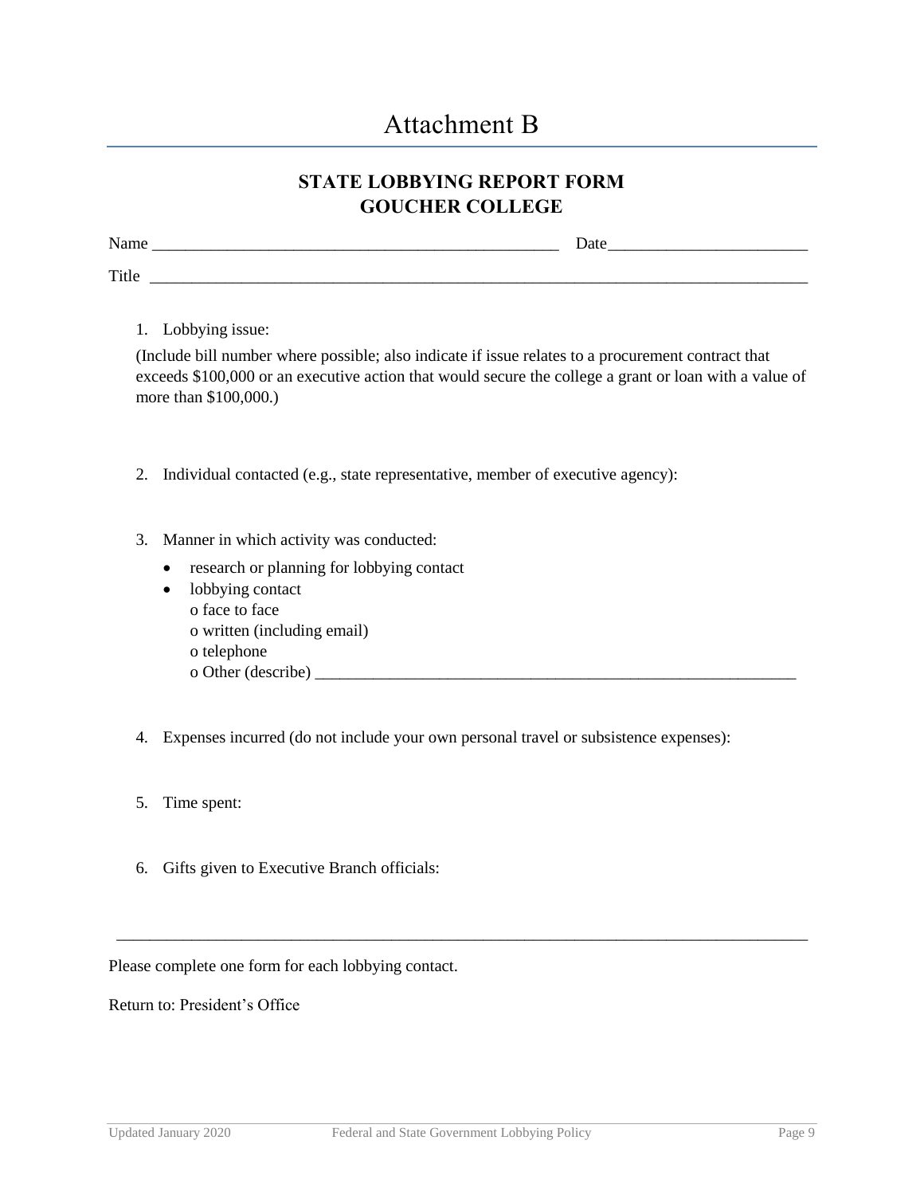# Attachment B

## STATE LOBBYING REPORT FORM
## GOUCHER COLLEGE

Name __________________________________________________ Date_______________________

Title ________________________________________________________________________________

1. Lobbying issue:

   (Include bill number where possible; also indicate if issue relates to a procurement contract that exceeds $100,000 or an executive action that would secure the college a grant or loan with a value of more than $100,000.)

2. Individual contacted (e.g., state representative, member of executive agency):

3. Manner in which activity was conducted:
   - research or planning for lobbying contact
   - lobbying contact
     - o face to face
     - o written (including email)
     - o telephone
     - o Other (describe) ________________________________________________________

4. Expenses incurred (do not include your own personal travel or subsistence expenses):

5. Time spent:

6. Gifts given to Executive Branch officials:

---

Please complete one form for each lobbying contact.

Return to: President's Office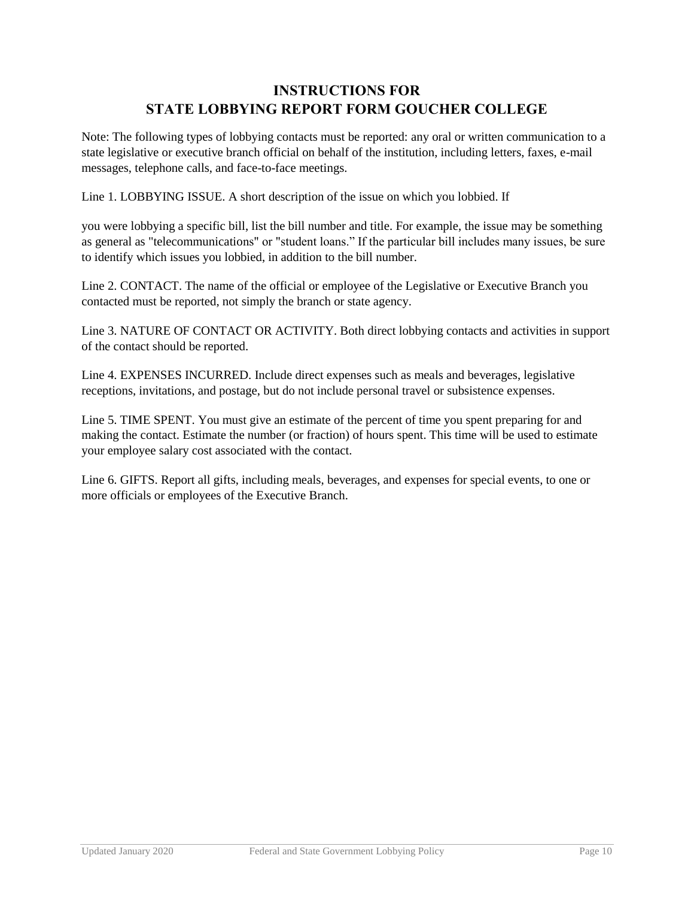# INSTRUCTIONS FOR STATE LOBBYING REPORT FORM GOUCHER COLLEGE

Note: The following types of lobbying contacts must be reported: any oral or written communication to a state legislative or executive branch official on behalf of the institution, including letters, faxes, e-mail messages, telephone calls, and face-to-face meetings.

Line 1. LOBBYING ISSUE. A short description of the issue on which you lobbied. If

you were lobbying a specific bill, list the bill number and title. For example, the issue may be something as general as "telecommunications" or "student loans." If the particular bill includes many issues, be sure to identify which issues you lobbied, in addition to the bill number.

Line 2. CONTACT. The name of the official or employee of the Legislative or Executive Branch you contacted must be reported, not simply the branch or state agency.

Line 3. NATURE OF CONTACT OR ACTIVITY. Both direct lobbying contacts and activities in support of the contact should be reported.

Line 4. EXPENSES INCURRED. Include direct expenses such as meals and beverages, legislative receptions, invitations, and postage, but do not include personal travel or subsistence expenses.

Line 5. TIME SPENT. You must give an estimate of the percent of time you spent preparing for and making the contact. Estimate the number (or fraction) of hours spent. This time will be used to estimate your employee salary cost associated with the contact.

Line 6. GIFTS. Report all gifts, including meals, beverages, and expenses for special events, to one or more officials or employees of the Executive Branch.